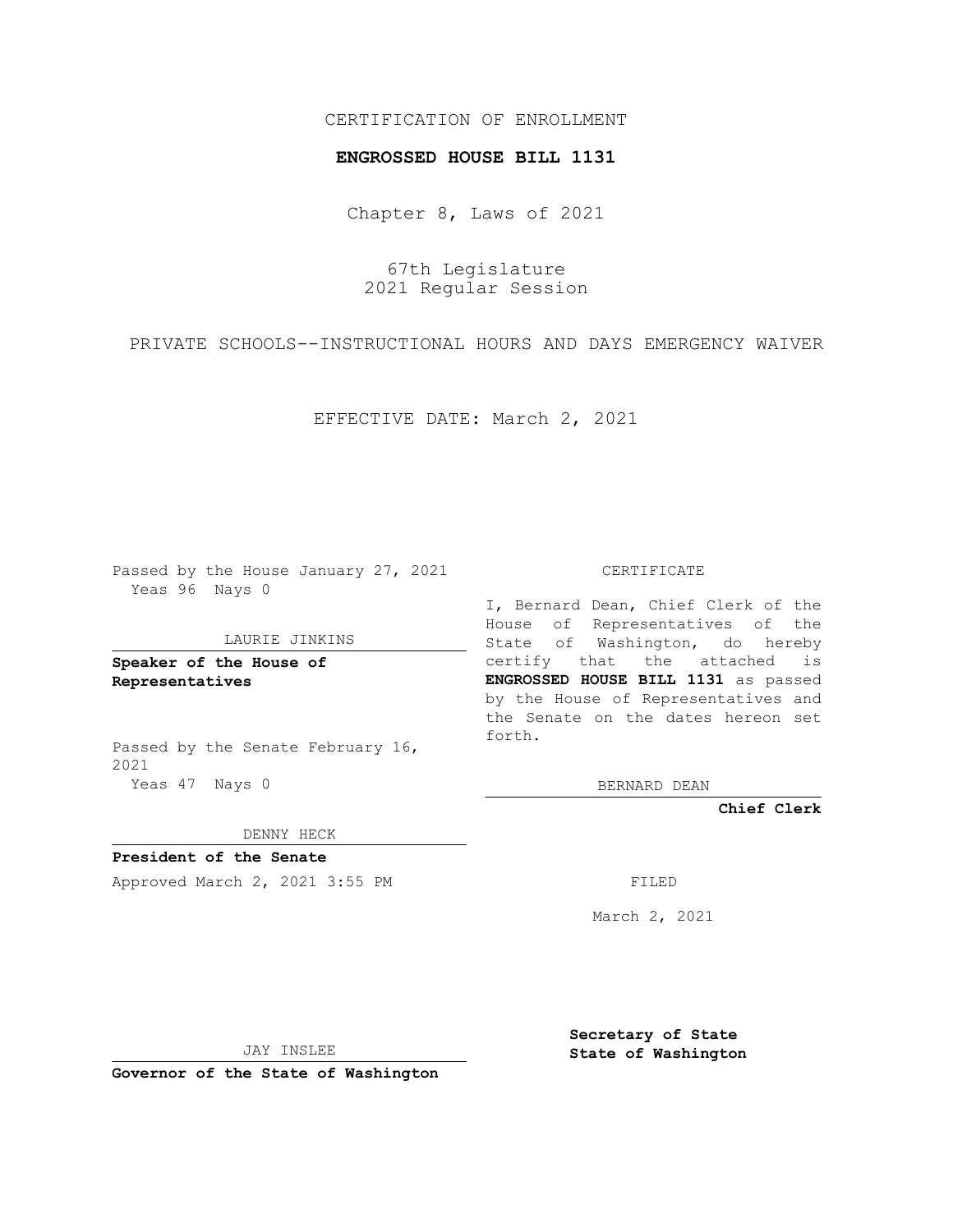CERTIFICATION OF ENROLLMENT

**ENGROSSED HOUSE BILL 1131**

Chapter 8, Laws of 2021

67th Legislature
2021 Regular Session

PRIVATE SCHOOLS--INSTRUCTIONAL HOURS AND DAYS EMERGENCY WAIVER

EFFECTIVE DATE: March 2, 2021

Passed by the House January 27, 2021
Yeas 96 Nays 0

LAURIE JINKINS

**Speaker of the House of Representatives**

Passed by the Senate February 16, 2021
Yeas 47 Nays 0

DENNY HECK

**President of the Senate**

Approved March 2, 2021 3:55 PM

JAY INSLEE

**Governor of the State of Washington**

CERTIFICATE

I, Bernard Dean, Chief Clerk of the House of Representatives of the State of Washington, do hereby certify that the attached is **ENGROSSED HOUSE BILL 1131** as passed by the House of Representatives and the Senate on the dates hereon set forth.

BERNARD DEAN

**Chief Clerk**

FILED

March 2, 2021

**Secretary of State**
**State of Washington**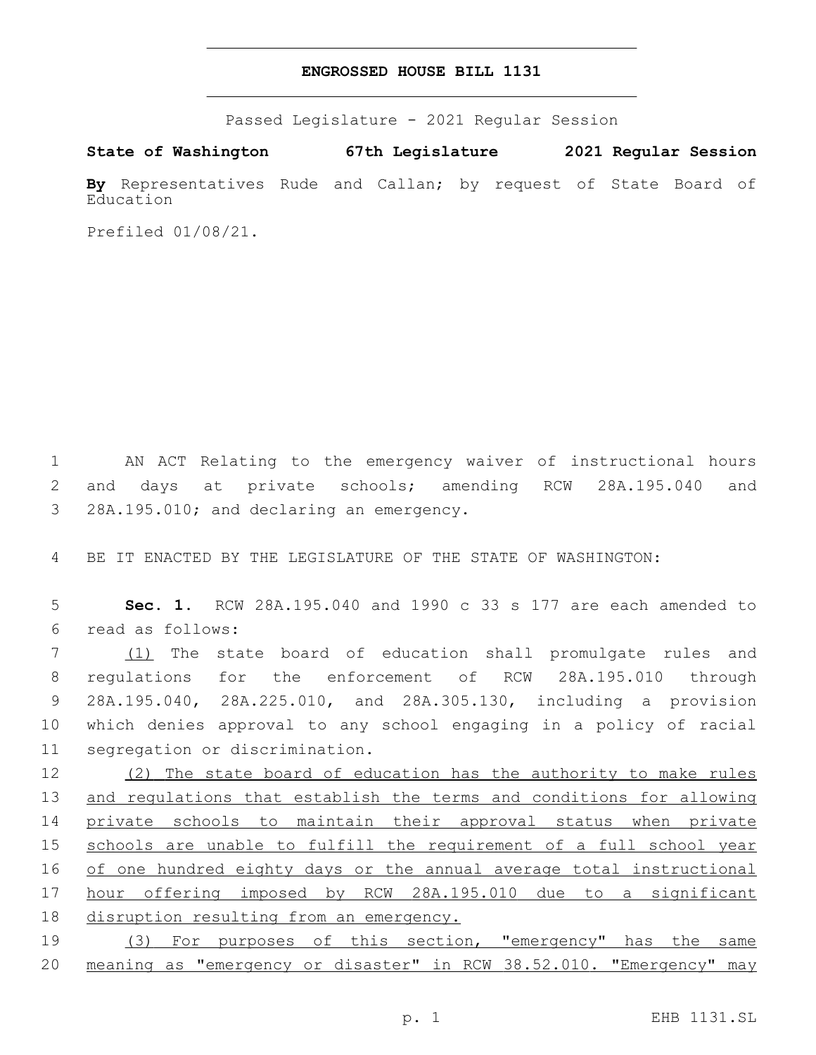# ENGROSSED HOUSE BILL 1131

Passed Legislature - 2021 Regular Session

**State of Washington 67th Legislature 2021 Regular Session**

**By** Representatives Rude and Callan; by request of State Board of Education

Prefiled 01/08/21.

AN ACT Relating to the emergency waiver of instructional hours and days at private schools; amending RCW 28A.195.040 and 28A.195.010; and declaring an emergency.

BE IT ENACTED BY THE LEGISLATURE OF THE STATE OF WASHINGTON:

**Sec. 1.** RCW 28A.195.040 and 1990 c 33 s 177 are each amended to read as follows:

(1) The state board of education shall promulgate rules and regulations for the enforcement of RCW 28A.195.010 through 28A.195.040, 28A.225.010, and 28A.305.130, including a provision which denies approval to any school engaging in a policy of racial segregation or discrimination.

(2) The state board of education has the authority to make rules and regulations that establish the terms and conditions for allowing private schools to maintain their approval status when private schools are unable to fulfill the requirement of a full school year of one hundred eighty days or the annual average total instructional hour offering imposed by RCW 28A.195.010 due to a significant disruption resulting from an emergency.

(3) For purposes of this section, "emergency" has the same meaning as "emergency or disaster" in RCW 38.52.010. "Emergency" may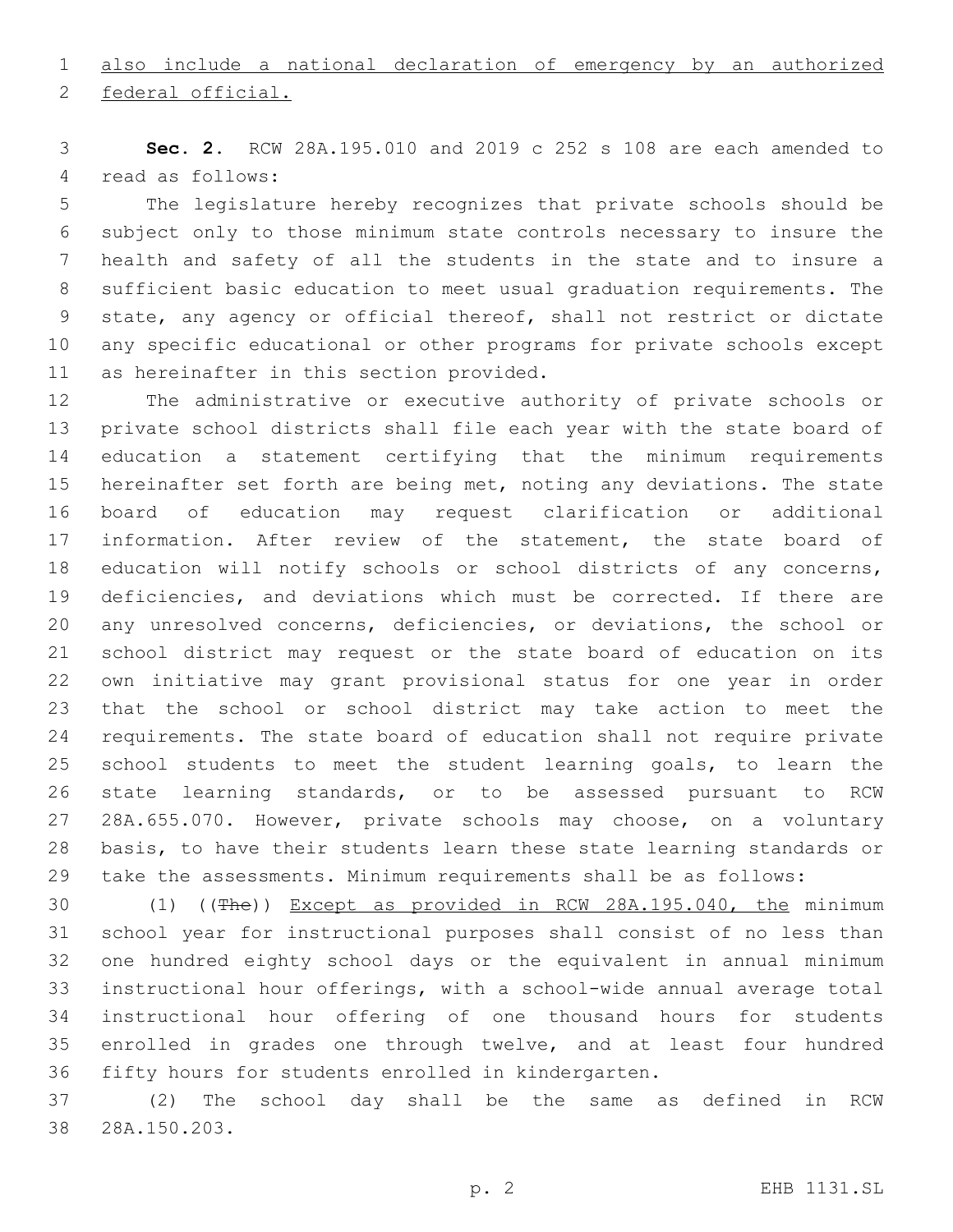<u>also include a national declaration of emergency by an authorized federal official.</u>

**Sec. 2.** RCW 28A.195.010 and 2019 c 252 s 108 are each amended to read as follows:

The legislature hereby recognizes that private schools should be subject only to those minimum state controls necessary to insure the health and safety of all the students in the state and to insure a sufficient basic education to meet usual graduation requirements. The state, any agency or official thereof, shall not restrict or dictate any specific educational or other programs for private schools except as hereinafter in this section provided.

The administrative or executive authority of private schools or private school districts shall file each year with the state board of education a statement certifying that the minimum requirements hereinafter set forth are being met, noting any deviations. The state board of education may request clarification or additional information. After review of the statement, the state board of education will notify schools or school districts of any concerns, deficiencies, and deviations which must be corrected. If there are any unresolved concerns, deficiencies, or deviations, the school or school district may request or the state board of education on its own initiative may grant provisional status for one year in order that the school or school district may take action to meet the requirements. The state board of education shall not require private school students to meet the student learning goals, to learn the state learning standards, or to be assessed pursuant to RCW 28A.655.070. However, private schools may choose, on a voluntary basis, to have their students learn these state learning standards or take the assessments. Minimum requirements shall be as follows:

(1) ((~~The~~)) <u>Except as provided in RCW 28A.195.040, the</u> minimum school year for instructional purposes shall consist of no less than one hundred eighty school days or the equivalent in annual minimum instructional hour offerings, with a school-wide annual average total instructional hour offering of one thousand hours for students enrolled in grades one through twelve, and at least four hundred fifty hours for students enrolled in kindergarten.

(2) The school day shall be the same as defined in RCW 28A.150.203.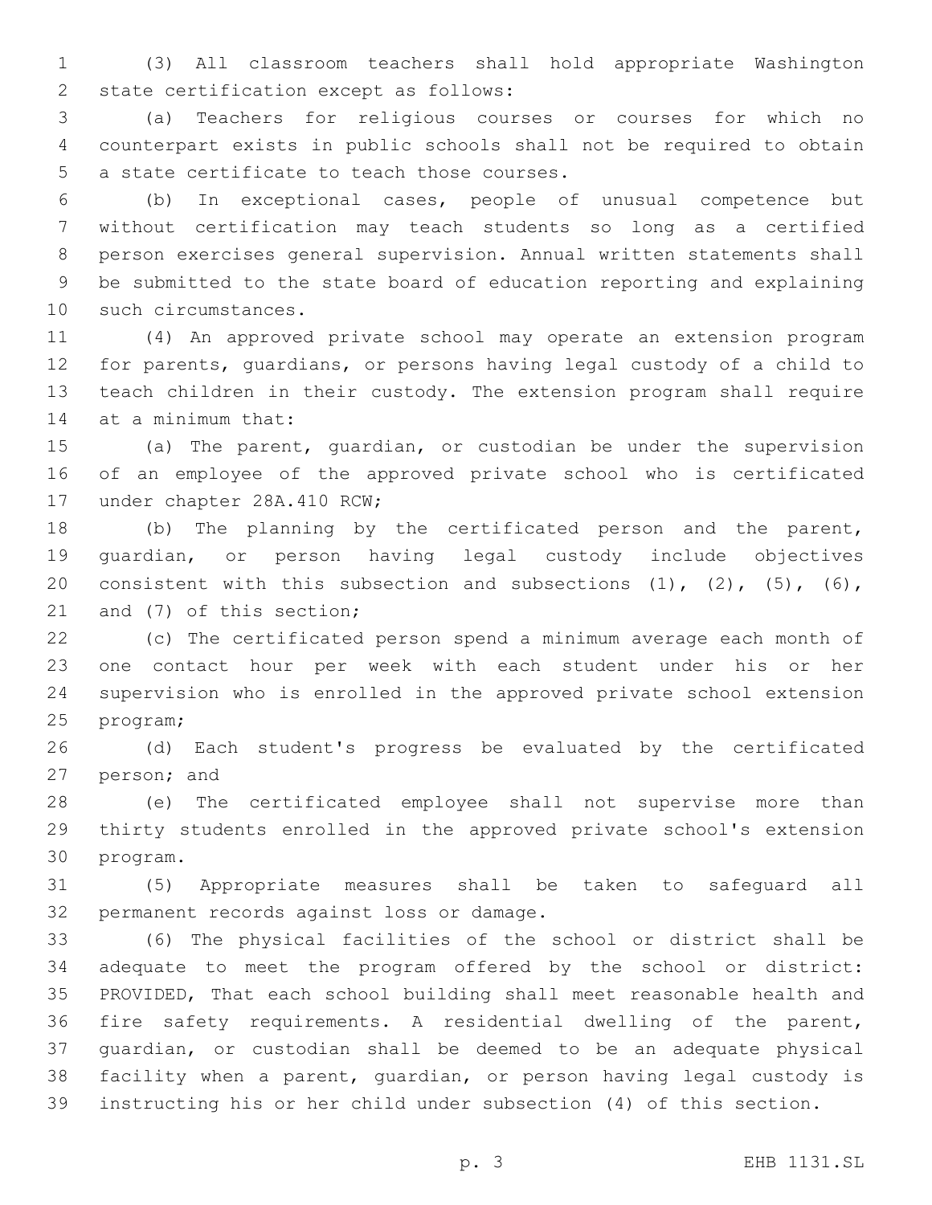(3) All classroom teachers shall hold appropriate Washington state certification except as follows:

(a) Teachers for religious courses or courses for which no counterpart exists in public schools shall not be required to obtain a state certificate to teach those courses.

(b) In exceptional cases, people of unusual competence but without certification may teach students so long as a certified person exercises general supervision. Annual written statements shall be submitted to the state board of education reporting and explaining such circumstances.

(4) An approved private school may operate an extension program for parents, guardians, or persons having legal custody of a child to teach children in their custody. The extension program shall require at a minimum that:

(a) The parent, guardian, or custodian be under the supervision of an employee of the approved private school who is certificated under chapter 28A.410 RCW;

(b) The planning by the certificated person and the parent, guardian, or person having legal custody include objectives consistent with this subsection and subsections (1), (2), (5), (6), and (7) of this section;

(c) The certificated person spend a minimum average each month of one contact hour per week with each student under his or her supervision who is enrolled in the approved private school extension program;

(d) Each student's progress be evaluated by the certificated person; and

(e) The certificated employee shall not supervise more than thirty students enrolled in the approved private school's extension program.

(5) Appropriate measures shall be taken to safeguard all permanent records against loss or damage.

(6) The physical facilities of the school or district shall be adequate to meet the program offered by the school or district: PROVIDED, That each school building shall meet reasonable health and fire safety requirements. A residential dwelling of the parent, guardian, or custodian shall be deemed to be an adequate physical facility when a parent, guardian, or person having legal custody is instructing his or her child under subsection (4) of this section.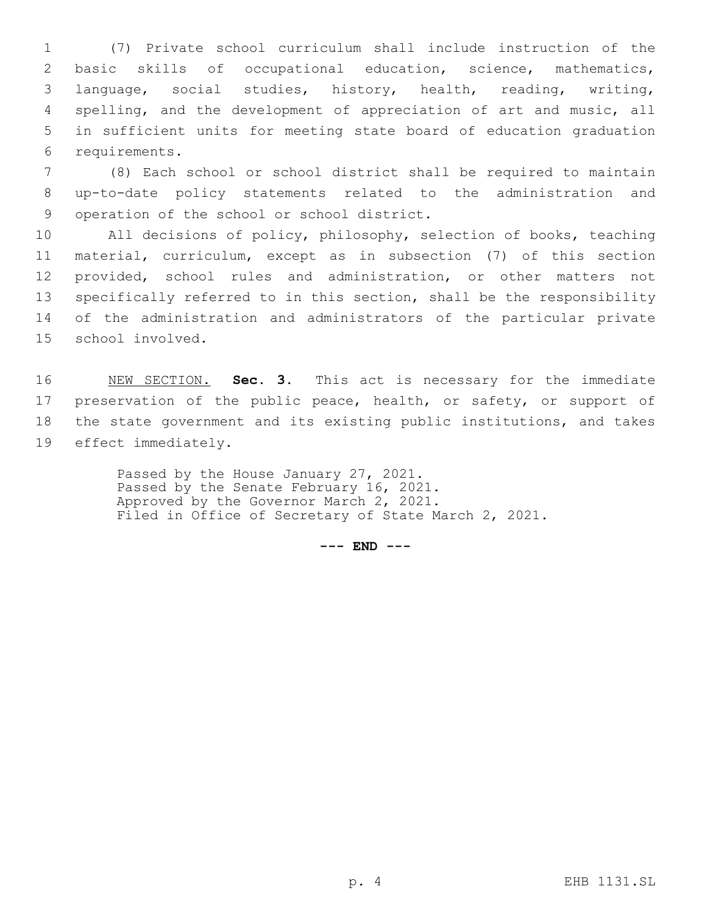(7) Private school curriculum shall include instruction of the basic skills of occupational education, science, mathematics, language, social studies, history, health, reading, writing, spelling, and the development of appreciation of art and music, all in sufficient units for meeting state board of education graduation requirements.

(8) Each school or school district shall be required to maintain up-to-date policy statements related to the administration and operation of the school or school district.

All decisions of policy, philosophy, selection of books, teaching material, curriculum, except as in subsection (7) of this section provided, school rules and administration, or other matters not specifically referred to in this section, shall be the responsibility of the administration and administrators of the particular private school involved.

NEW SECTION. **Sec. 3.** This act is necessary for the immediate preservation of the public peace, health, or safety, or support of the state government and its existing public institutions, and takes effect immediately.

Passed by the House January 27, 2021.
Passed by the Senate February 16, 2021.
Approved by the Governor March 2, 2021.
Filed in Office of Secretary of State March 2, 2021.

**--- END ---**